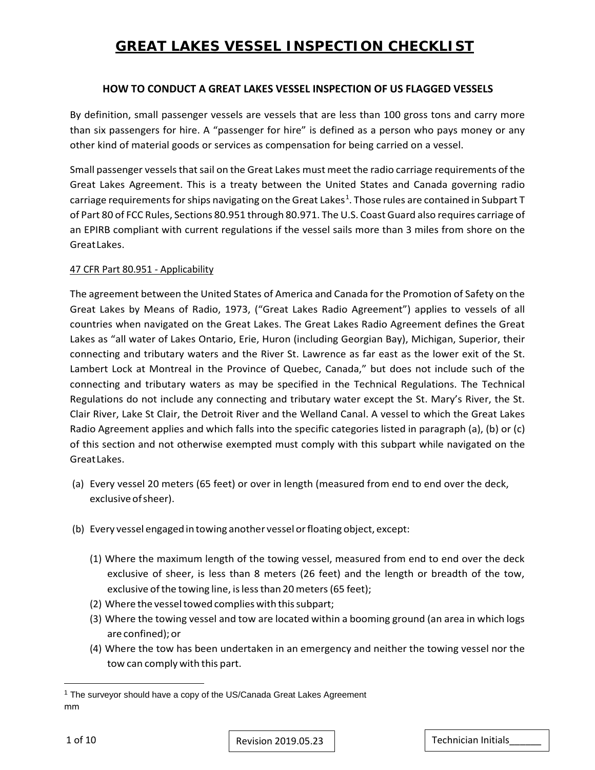# GREAT LAKES VESSEL INSPECTION CHECKLIST

## HOW TO CONDUCT A GREAT LAKES VESSEL INSPECTION OF US FLAGGED VESSELS

By definition, small passenger vessels are vessels that are less than 100 gross tons and carry more than six passengers for hire. A "passenger for hire" is defined as a person who pays money or any other kind of material goods or services as compensation for being carried on a vessel.

Small passenger vessels that sail on the Great Lakes must meet the radio carriage requirements of the Great Lakes Agreement. This is a treaty between the United States and Canada governing radio carriage requirements for ships navigating on the Great Lakes[1]. Those rules are contained in Subpart T of Part 80 of FCC Rules, Sections 80.951 through 80.971. The U.S. Coast Guard also requires carriage of an EPIRB compliant with current regulations if the vessel sails more than 3 miles from shore on the Great Lakes.

<u>47 CFR Part 80.951 - Applicability</u>

The agreement between the United States of America and Canada for the Promotion of Safety on the Great Lakes by Means of Radio, 1973, ("Great Lakes Radio Agreement") applies to vessels of all countries when navigated on the Great Lakes. The Great Lakes Radio Agreement defines the Great Lakes as "all water of Lakes Ontario, Erie, Huron (including Georgian Bay), Michigan, Superior, their connecting and tributary waters and the River St. Lawrence as far east as the lower exit of the St. Lambert Lock at Montreal in the Province of Quebec, Canada," but does not include such of the connecting and tributary waters as may be specified in the Technical Regulations. The Technical Regulations do not include any connecting and tributary water except the St. Mary's River, the St. Clair River, Lake St Clair, the Detroit River and the Welland Canal. A vessel to which the Great Lakes Radio Agreement applies and which falls into the specific categories listed in paragraph (a), (b) or (c) of this section and not otherwise exempted must comply with this subpart while navigated on the Great Lakes.

(a) Every vessel 20 meters (65 feet) or over in length (measured from end to end over the deck, exclusive of sheer).

(b) Every vessel engaged in towing another vessel or floating object, except:

   (1) Where the maximum length of the towing vessel, measured from end to end over the deck exclusive of sheer, is less than 8 meters (26 feet) and the length or breadth of the tow, exclusive of the towing line, is less than 20 meters (65 feet);
   (2) Where the vessel towed complies with this subpart;
   (3) Where the towing vessel and tow are located within a booming ground (an area in which logs are confined); or
   (4) Where the tow has been undertaken in an emergency and neither the towing vessel nor the tow can comply with this part.

---

[1] The surveyor should have a copy of the US/Canada Great Lakes Agreement
mm

Revision 2019.05.23

Technician Initials______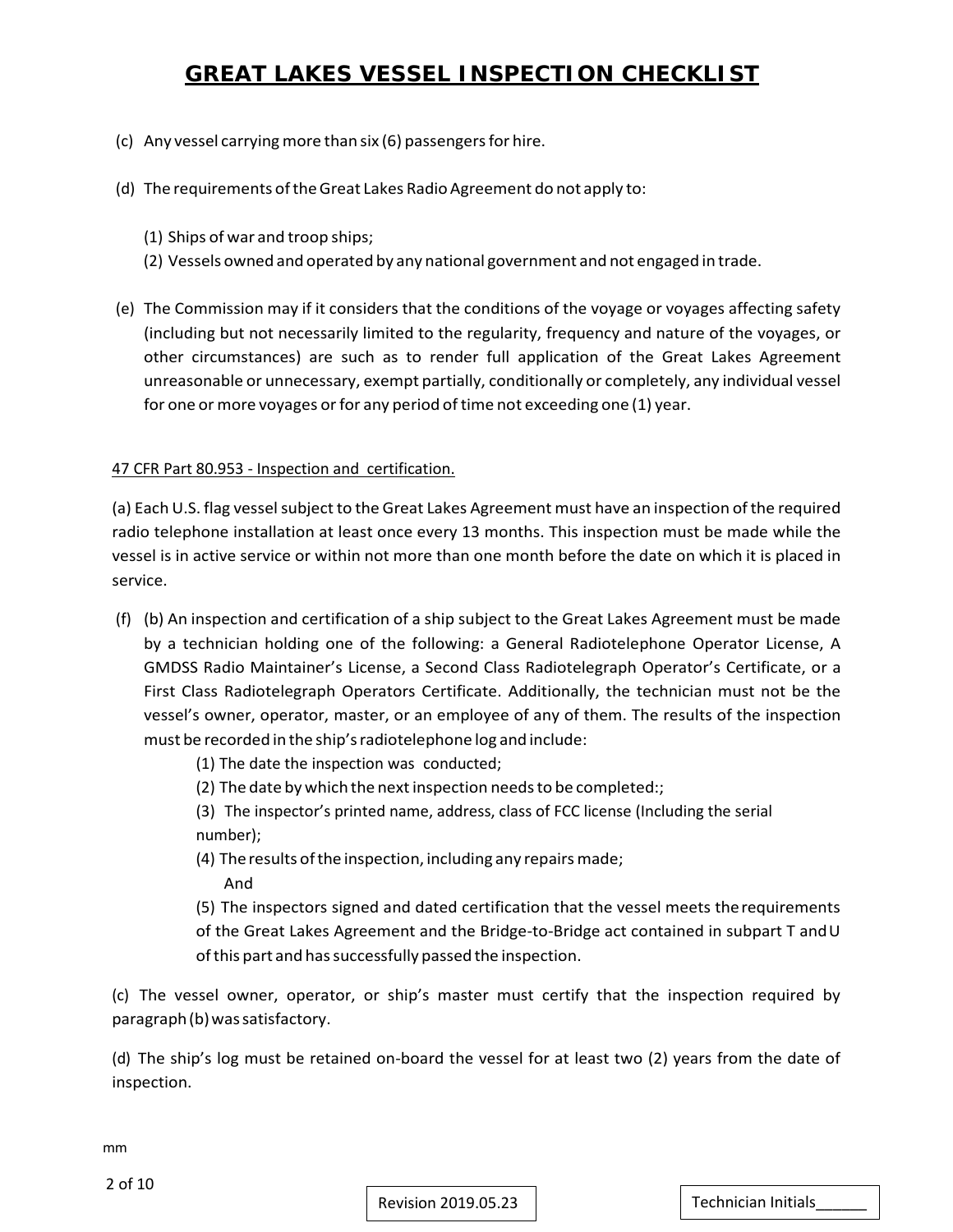(c) Any vessel carrying more than six (6) passengers for hire.

(d) The requirements of the Great Lakes Radio Agreement do not apply to:

(1) Ships of war and troop ships;
(2) Vessels owned and operated by any national government and not engaged in trade.

(e) The Commission may if it considers that the conditions of the voyage or voyages affecting safety (including but not necessarily limited to the regularity, frequency and nature of the voyages, or other circumstances) are such as to render full application of the Great Lakes Agreement unreasonable or unnecessary, exempt partially, conditionally or completely, any individual vessel for one or more voyages or for any period of time not exceeding one (1) year.

47 CFR Part 80.953 - Inspection and certification.

(a) Each U.S. flag vessel subject to the Great Lakes Agreement must have an inspection of the required radio telephone installation at least once every 13 months. This inspection must be made while the vessel is in active service or within not more than one month before the date on which it is placed in service.

(f) (b) An inspection and certification of a ship subject to the Great Lakes Agreement must be made by a technician holding one of the following: a General Radiotelephone Operator License, A GMDSS Radio Maintainer's License, a Second Class Radiotelegraph Operator's Certificate, or a First Class Radiotelegraph Operators Certificate. Additionally, the technician must not be the vessel's owner, operator, master, or an employee of any of them. The results of the inspection must be recorded in the ship's radiotelephone log and include:

(1) The date the inspection was conducted;
(2) The date by which the next inspection needs to be completed:;
(3) The inspector's printed name, address, class of FCC license (Including the serial number);
(4) The results of the inspection, including any repairs made;
And
(5) The inspectors signed and dated certification that the vessel meets the requirements of the Great Lakes Agreement and the Bridge-to-Bridge act contained in subpart T and U of this part and has successfully passed the inspection.

(c) The vessel owner, operator, or ship's master must certify that the inspection required by paragraph (b) was satisfactory.

(d) The ship's log must be retained on-board the vessel for at least two (2) years from the date of inspection.

mm

Revision 2019.05.23

Technician Initials______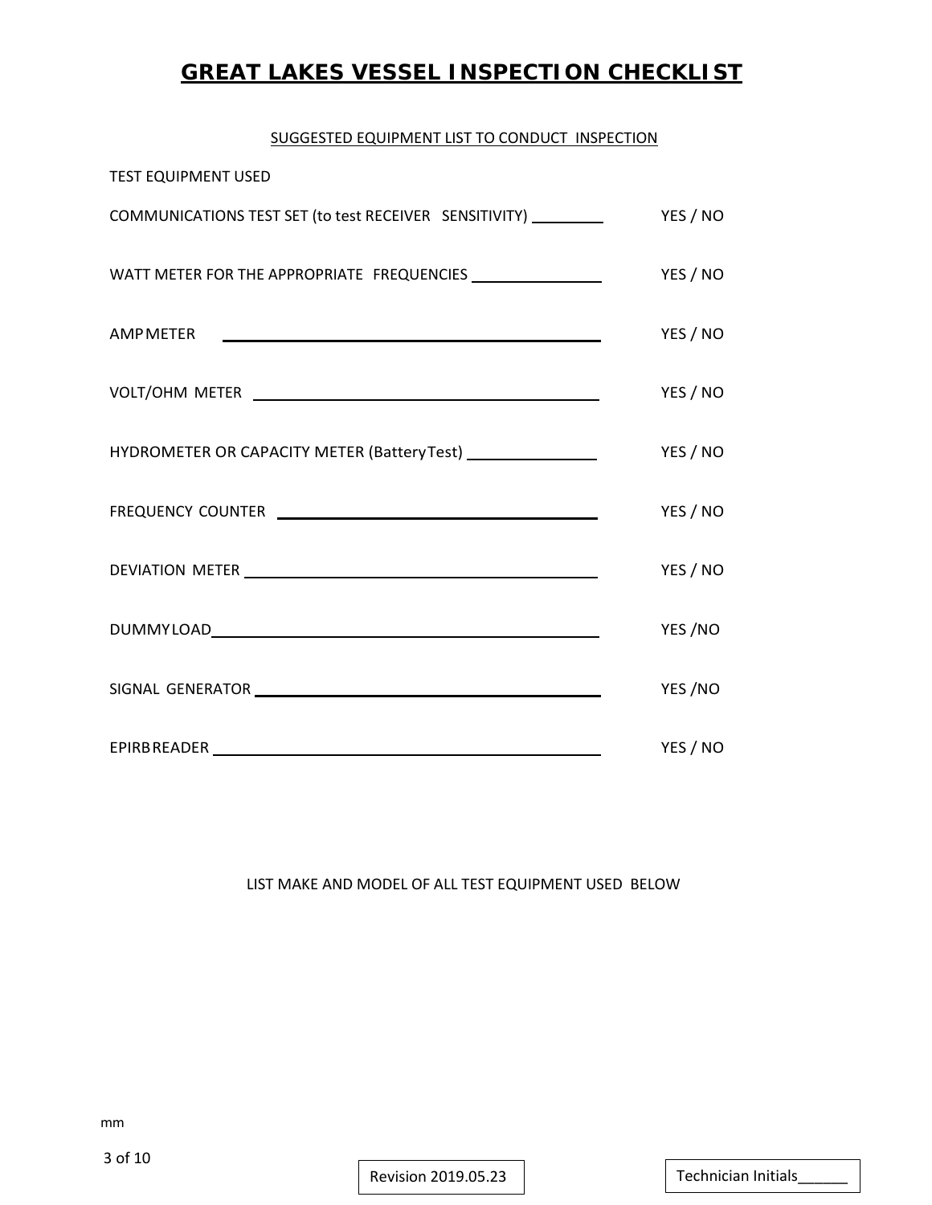# GREAT LAKES VESSEL INSPECTION CHECKLIST

SUGGESTED EQUIPMENT LIST TO CONDUCT INSPECTION

TEST EQUIPMENT USED

| Equipment | Used |
|---|---|
| COMMUNICATIONS TEST SET (to test RECEIVER SENSITIVITY) ________ | YES / NO |
| WATT METER FOR THE APPROPRIATE FREQUENCIES ________ | YES / NO |
| AMPMETER ________ | YES / NO |
| VOLT/OHM METER ________ | YES / NO |
| HYDROMETER OR CAPACITY METER (Battery Test) ________ | YES / NO |
| FREQUENCY COUNTER ________ | YES / NO |
| DEVIATION METER ________ | YES / NO |
| DUMMY LOAD ________ | YES /NO |
| SIGNAL GENERATOR ________ | YES /NO |
| EPIRB READER ________ | YES / NO |

LIST MAKE AND MODEL OF ALL TEST EQUIPMENT USED BELOW

mm

Revision 2019.05.23

Technician Initials______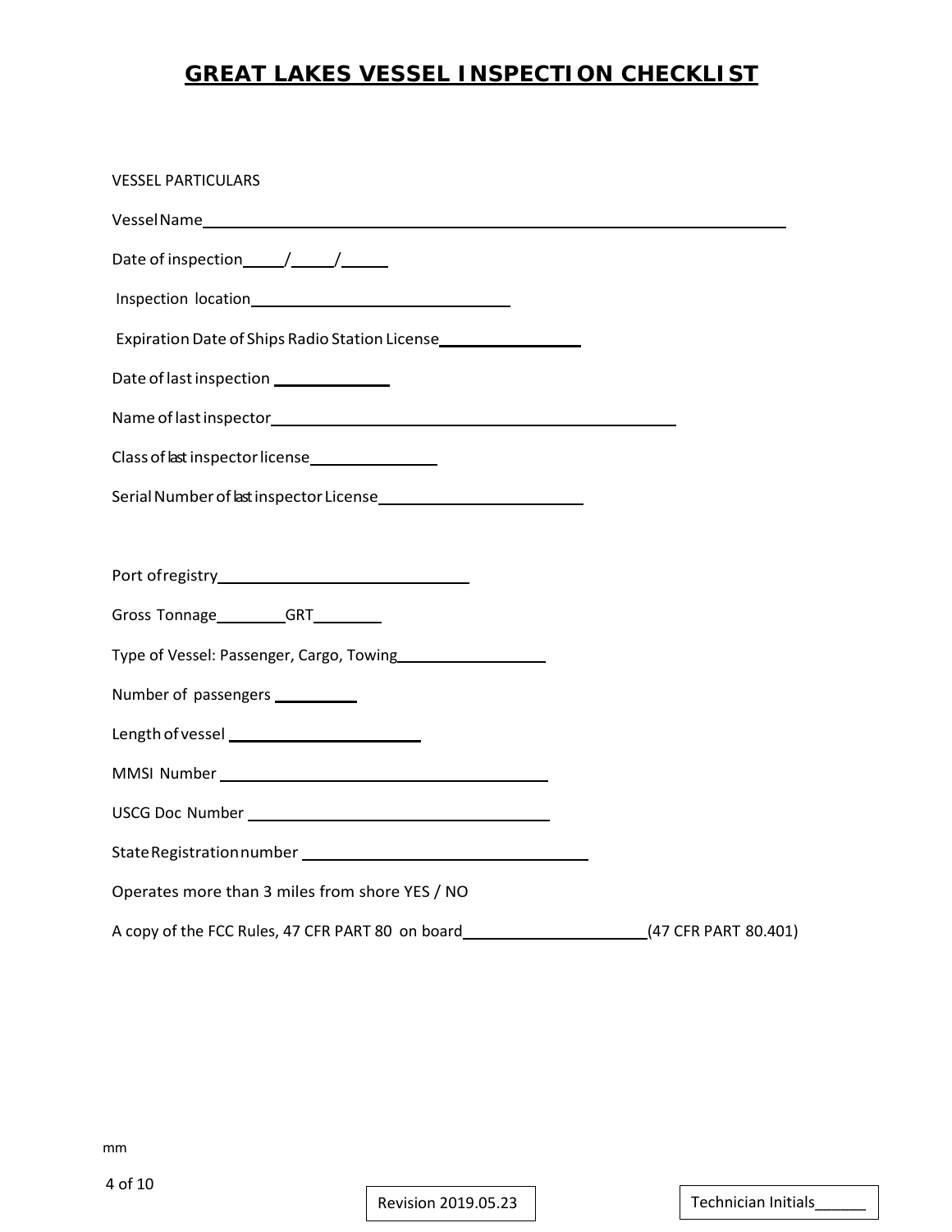# GREAT LAKES VESSEL INSPECTION CHECKLIST

VESSEL PARTICULARS

Vessel Name\_\_\_\_\_\_\_\_\_\_\_\_\_\_\_\_\_\_\_\_\_\_\_\_\_\_\_\_\_\_\_\_\_\_\_\_\_\_\_\_\_\_\_\_\_\_\_\_\_\_\_\_\_\_\_\_\_\_\_\_

Date of inspection\_\_\_\_\_/\_\_\_\_\_/\_\_\_\_\_

Inspection location\_\_\_\_\_\_\_\_\_\_\_\_\_\_\_\_\_\_\_\_\_\_\_\_\_\_\_\_\_\_

Expiration Date of Ships Radio Station License\_\_\_\_\_\_\_\_\_\_\_\_\_\_\_\_

Date of last inspection \_\_\_\_\_\_\_\_\_\_\_\_\_

Name of last inspector\_\_\_\_\_\_\_\_\_\_\_\_\_\_\_\_\_\_\_\_\_\_\_\_\_\_\_\_\_\_\_\_\_\_\_\_\_\_\_\_\_\_\_\_

Class of last inspector license\_\_\_\_\_\_\_\_\_\_\_\_\_\_\_

Serial Number of last inspector License\_\_\_\_\_\_\_\_\_\_\_\_\_\_\_\_\_\_\_\_\_\_\_\_

Port of registry\_\_\_\_\_\_\_\_\_\_\_\_\_\_\_\_\_\_\_\_\_\_\_\_\_\_\_\_\_

Gross Tonnage\_\_\_\_\_\_\_\_GRT\_\_\_\_\_\_\_\_

Type of Vessel: Passenger, Cargo, Towing\_\_\_\_\_\_\_\_\_\_\_\_\_\_\_\_\_

Number of passengers \_\_\_\_\_\_\_\_\_\_

Length of vessel \_\_\_\_\_\_\_\_\_\_\_\_\_\_\_\_\_\_\_\_\_\_

MMSI Number \_\_\_\_\_\_\_\_\_\_\_\_\_\_\_\_\_\_\_\_\_\_\_\_\_\_\_\_\_\_\_\_\_\_\_\_\_\_

USCG Doc Number \_\_\_\_\_\_\_\_\_\_\_\_\_\_\_\_\_\_\_\_\_\_\_\_\_\_\_\_\_\_\_\_\_\_\_

State Registration number \_\_\_\_\_\_\_\_\_\_\_\_\_\_\_\_\_\_\_\_\_\_\_\_\_\_\_\_\_\_\_\_\_

Operates more than 3 miles from shore YES / NO

A copy of the FCC Rules, 47 CFR PART 80 on board\_\_\_\_\_\_\_\_\_\_\_\_\_\_\_\_\_\_\_\_\_(47 CFR PART 80.401)

mm

Revision 2019.05.23

Technician Initials\_\_\_\_\_\_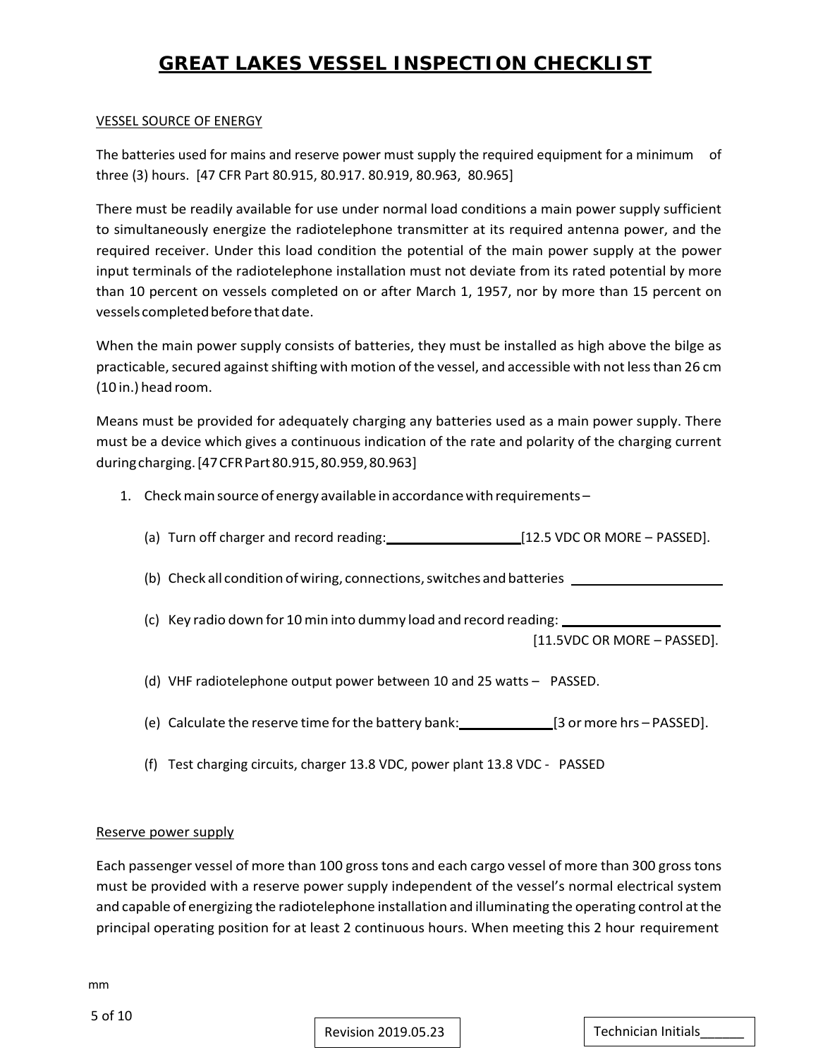# GREAT LAKES VESSEL INSPECTION CHECKLIST

VESSEL SOURCE OF ENERGY

The batteries used for mains and reserve power must supply the required equipment for a minimum of three (3) hours. [47 CFR Part 80.915, 80.917. 80.919, 80.963, 80.965]

There must be readily available for use under normal load conditions a main power supply sufficient to simultaneously energize the radiotelephone transmitter at its required antenna power, and the required receiver. Under this load condition the potential of the main power supply at the power input terminals of the radiotelephone installation must not deviate from its rated potential by more than 10 percent on vessels completed on or after March 1, 1957, nor by more than 15 percent on vessels completed before that date.

When the main power supply consists of batteries, they must be installed as high above the bilge as practicable, secured against shifting with motion of the vessel, and accessible with not less than 26 cm (10 in.) head room.

Means must be provided for adequately charging any batteries used as a main power supply. There must be a device which gives a continuous indication of the rate and polarity of the charging current during charging. [47 CFR Part 80.915, 80.959, 80.963]

1. Check main source of energy available in accordance with requirements –

   (a) Turn off charger and record reading: __________________ [12.5 VDC OR MORE – PASSED].

   (b) Check all condition of wiring, connections, switches and batteries ____________________

   (c) Key radio down for 10 min into dummy load and record reading: ____________________ [11.5VDC OR MORE – PASSED].

   (d) VHF radiotelephone output power between 10 and 25 watts – PASSED.

   (e) Calculate the reserve time for the battery bank: ____________ [3 or more hrs – PASSED].

   (f) Test charging circuits, charger 13.8 VDC, power plant 13.8 VDC - PASSED

Reserve power supply

Each passenger vessel of more than 100 gross tons and each cargo vessel of more than 300 gross tons must be provided with a reserve power supply independent of the vessel's normal electrical system and capable of energizing the radiotelephone installation and illuminating the operating control at the principal operating position for at least 2 continuous hours. When meeting this 2 hour requirement

mm

Revision 2019.05.23

Technician Initials______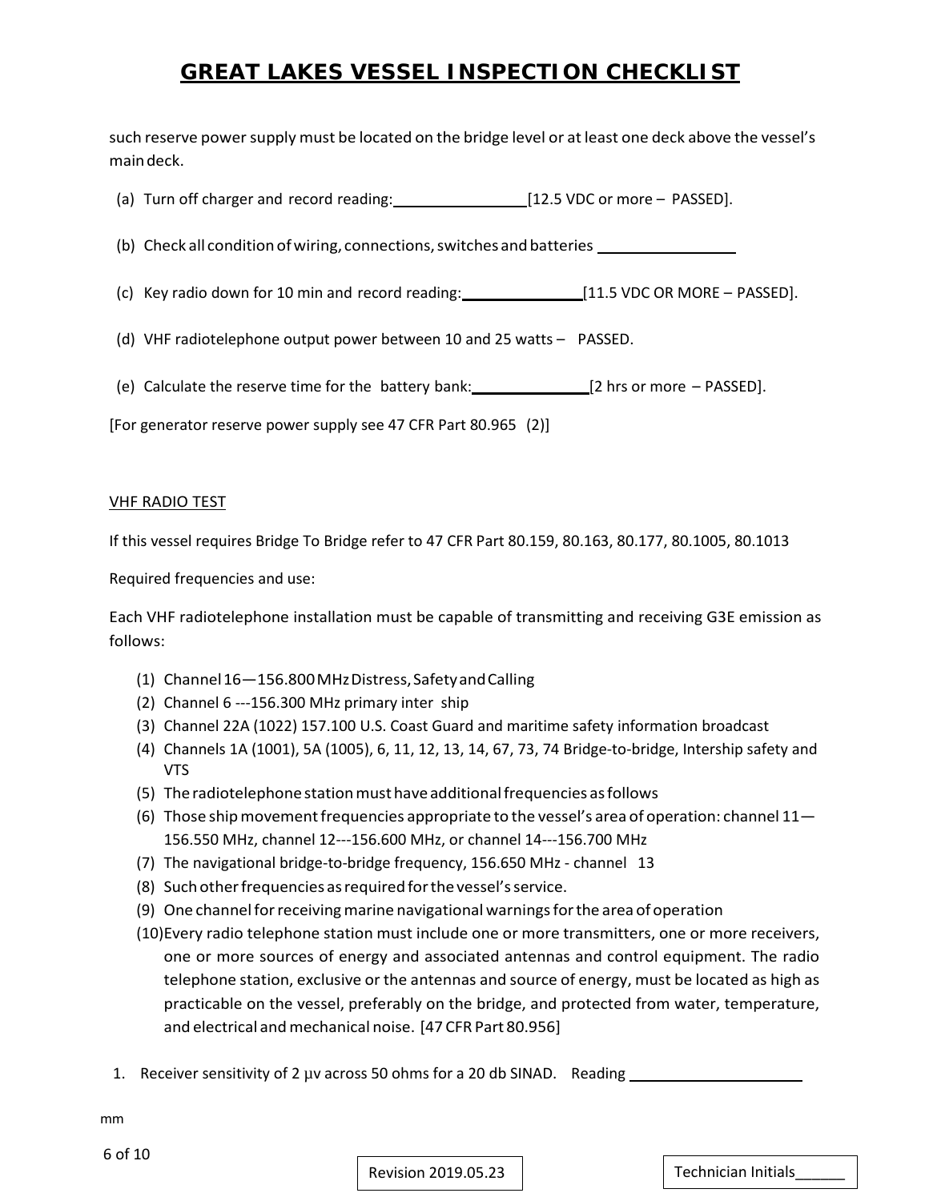such reserve power supply must be located on the bridge level or at least one deck above the vessel's main deck.

(a) Turn off charger and record reading:________________[12.5 VDC or more – PASSED].

(b) Check all condition of wiring, connections, switches and batteries ________________

(c) Key radio down for 10 min and record reading:______________[11.5 VDC OR MORE – PASSED].

(d) VHF radiotelephone output power between 10 and 25 watts – PASSED.

(e) Calculate the reserve time for the battery bank:______________[2 hrs or more – PASSED].

[For generator reserve power supply see 47 CFR Part 80.965 (2)]

<u>VHF RADIO TEST</u>

If this vessel requires Bridge To Bridge refer to 47 CFR Part 80.159, 80.163, 80.177, 80.1005, 80.1013

Required frequencies and use:

Each VHF radiotelephone installation must be capable of transmitting and receiving G3E emission as follows:

(1) Channel 16—156.800 MHz Distress, Safety and Calling
(2) Channel 6 ---156.300 MHz primary inter ship
(3) Channel 22A (1022) 157.100 U.S. Coast Guard and maritime safety information broadcast
(4) Channels 1A (1001), 5A (1005), 6, 11, 12, 13, 14, 67, 73, 74 Bridge-to-bridge, Intership safety and VTS
(5) The radiotelephone station must have additional frequencies as follows
(6) Those ship movement frequencies appropriate to the vessel's area of operation: channel 11—156.550 MHz, channel 12---156.600 MHz, or channel 14---156.700 MHz
(7) The navigational bridge-to-bridge frequency, 156.650 MHz - channel 13
(8) Such other frequencies as required for the vessel's service.
(9) One channel for receiving marine navigational warnings for the area of operation
(10) Every radio telephone station must include one or more transmitters, one or more receivers, one or more sources of energy and associated antennas and control equipment. The radio telephone station, exclusive or the antennas and source of energy, must be located as high as practicable on the vessel, preferably on the bridge, and protected from water, temperature, and electrical and mechanical noise. [47 CFR Part 80.956]

1. Receiver sensitivity of 2 µv across 50 ohms for a 20 db SINAD. Reading ____________________

mm

Revision 2019.05.23

Technician Initials______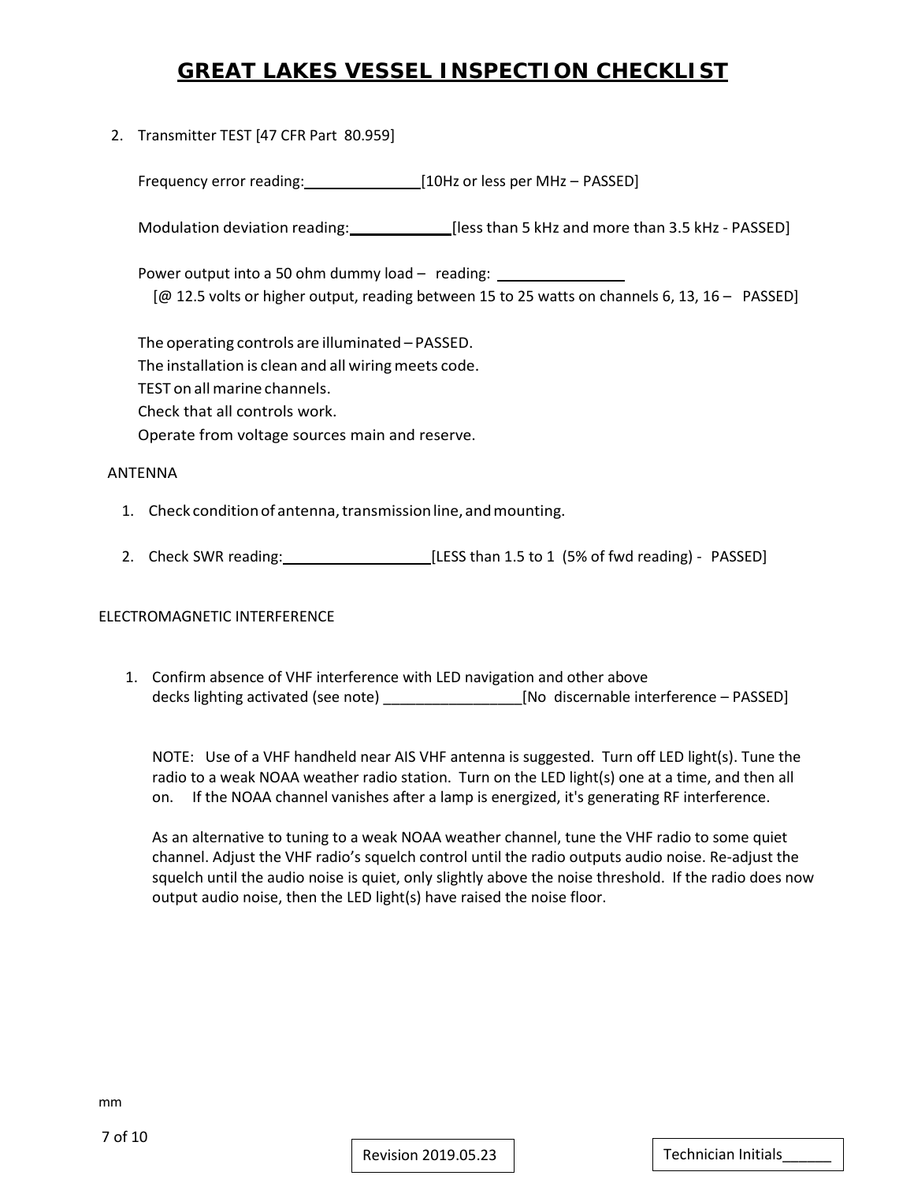# GREAT LAKES VESSEL INSPECTION CHECKLIST

2. Transmitter TEST [47 CFR Part 80.959]

   Frequency error reading:______________ [10Hz or less per MHz – PASSED]

   Modulation deviation reading:____________ [less than 5 kHz and more than 3.5 kHz - PASSED]

   Power output into a 50 ohm dummy load – reading: _______________
   [@ 12.5 volts or higher output, reading between 15 to 25 watts on channels 6, 13, 16 – PASSED]

   The operating controls are illuminated – PASSED.
   The installation is clean and all wiring meets code.
   TEST on all marine channels.
   Check that all controls work.
   Operate from voltage sources main and reserve.

ANTENNA

1. Check condition of antenna, transmission line, and mounting.

2. Check SWR reading:__________________ [LESS than 1.5 to 1 (5% of fwd reading) - PASSED]

ELECTROMAGNETIC INTERFERENCE

1. Confirm absence of VHF interference with LED navigation and other above decks lighting activated (see note) _________________ [No discernable interference – PASSED]

   NOTE: Use of a VHF handheld near AIS VHF antenna is suggested. Turn off LED light(s). Tune the radio to a weak NOAA weather radio station. Turn on the LED light(s) one at a time, and then all on. If the NOAA channel vanishes after a lamp is energized, it's generating RF interference.

   As an alternative to tuning to a weak NOAA weather channel, tune the VHF radio to some quiet channel. Adjust the VHF radio's squelch control until the radio outputs audio noise. Re-adjust the squelch until the audio noise is quiet, only slightly above the noise threshold. If the radio does now output audio noise, then the LED light(s) have raised the noise floor.

mm

Revision 2019.05.23

Technician Initials______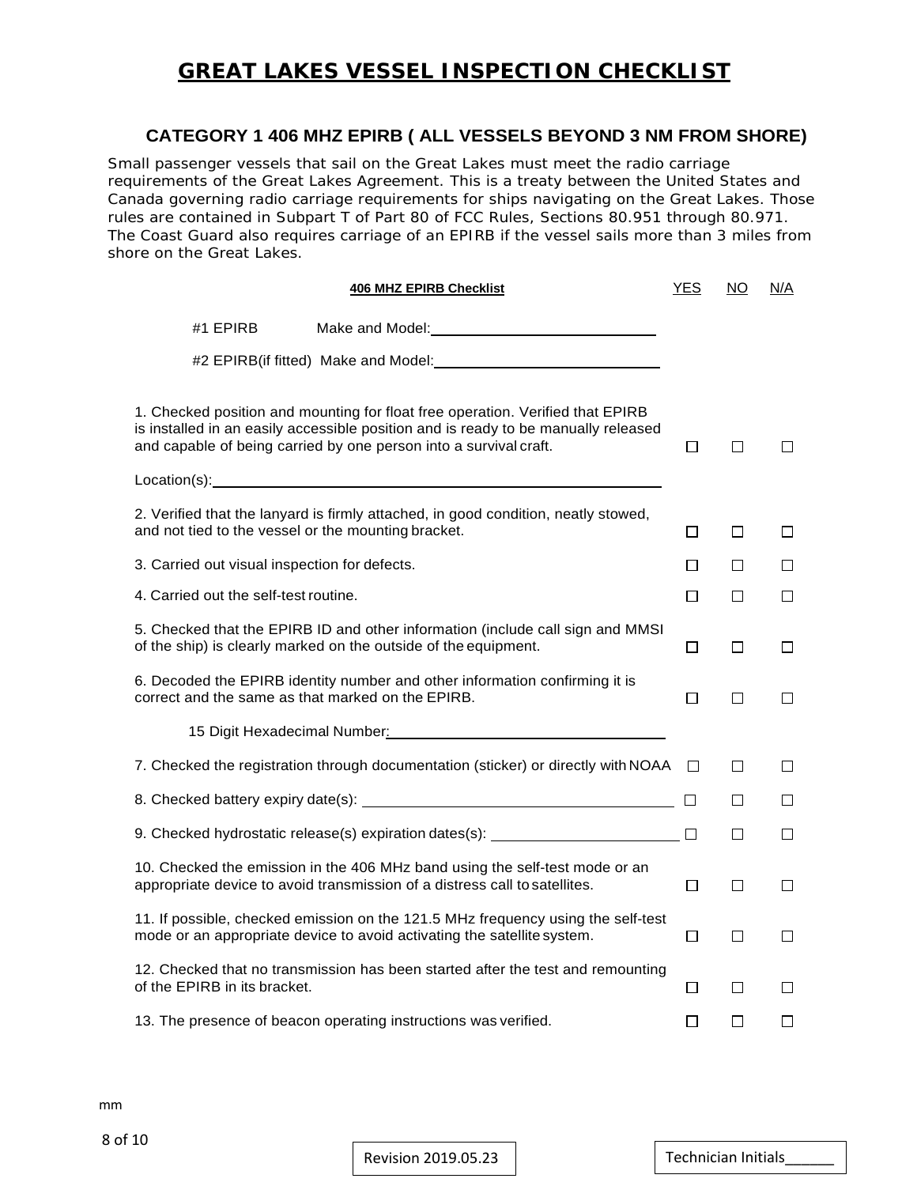# GREAT LAKES VESSEL INSPECTION CHECKLIST

## CATEGORY 1 406 MHZ EPIRB ( ALL VESSELS BEYOND 3 NM FROM SHORE)

Small passenger vessels that sail on the Great Lakes must meet the radio carriage requirements of the Great Lakes Agreement. This is a treaty between the United States and Canada governing radio carriage requirements for ships navigating on the Great Lakes. Those rules are contained in Subpart T of Part 80 of FCC Rules, Sections 80.951 through 80.971. The Coast Guard also requires carriage of an EPIRB if the vessel sails more than 3 miles from shore on the Great Lakes.

| 406 MHZ EPIRB Checklist | YES | NO | N/A |
|---|---|---|---|
| #1 EPIRB Make and Model: ____________________ | | | |
| #2 EPIRB(if fitted) Make and Model: ____________________ | | | |
| 1. Checked position and mounting for float free operation. Verified that EPIRB is installed in an easily accessible position and is ready to be manually released and capable of being carried by one person into a survival craft. | ☐ | ☐ | ☐ |
| Location(s): ____________________ | | | |
| 2. Verified that the lanyard is firmly attached, in good condition, neatly stowed, and not tied to the vessel or the mounting bracket. | ☐ | ☐ | ☐ |
| 3. Carried out visual inspection for defects. | ☐ | ☐ | ☐ |
| 4. Carried out the self-test routine. | ☐ | ☐ | ☐ |
| 5. Checked that the EPIRB ID and other information (include call sign and MMSI of the ship) is clearly marked on the outside of the equipment. | ☐ | ☐ | ☐ |
| 6. Decoded the EPIRB identity number and other information confirming it is correct and the same as that marked on the EPIRB. | ☐ | ☐ | ☐ |
| 15 Digit Hexadecimal Number: ____________________ | | | |
| 7. Checked the registration through documentation (sticker) or directly with NOAA | ☐ | ☐ | ☐ |
| 8. Checked battery expiry date(s): ____________________ | ☐ | ☐ | ☐ |
| 9. Checked hydrostatic release(s) expiration dates(s): ____________________ | ☐ | ☐ | ☐ |
| 10. Checked the emission in the 406 MHz band using the self-test mode or an appropriate device to avoid transmission of a distress call to satellites. | ☐ | ☐ | ☐ |
| 11. If possible, checked emission on the 121.5 MHz frequency using the self-test mode or an appropriate device to avoid activating the satellite system. | ☐ | ☐ | ☐ |
| 12. Checked that no transmission has been started after the test and remounting of the EPIRB in its bracket. | ☐ | ☐ | ☐ |
| 13. The presence of beacon operating instructions was verified. | ☐ | ☐ | ☐ |

mm

Revision 2019.05.23

Technician Initials______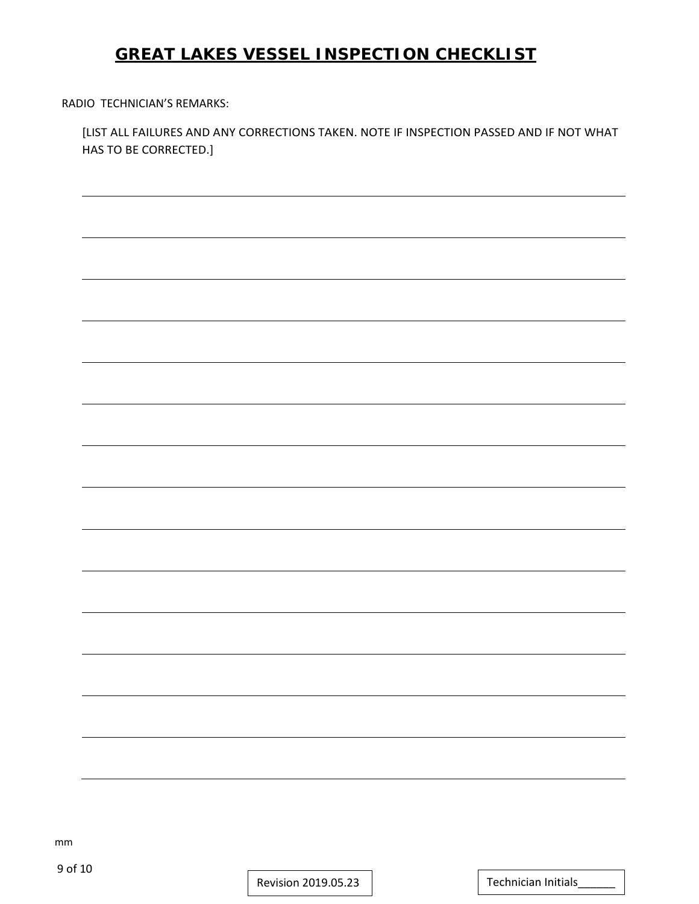# GREAT LAKES VESSEL INSPECTION CHECKLIST

RADIO TECHNICIAN'S REMARKS:

[LIST ALL FAILURES AND ANY CORRECTIONS TAKEN. NOTE IF INSPECTION PASSED AND IF NOT WHAT HAS TO BE CORRECTED.]

______________________________________________________________________________

______________________________________________________________________________

______________________________________________________________________________

______________________________________________________________________________

______________________________________________________________________________

______________________________________________________________________________

______________________________________________________________________________

______________________________________________________________________________

______________________________________________________________________________

______________________________________________________________________________

______________________________________________________________________________

______________________________________________________________________________

______________________________________________________________________________

______________________________________________________________________________

______________________________________________________________________________

mm

Revision 2019.05.23

Technician Initials______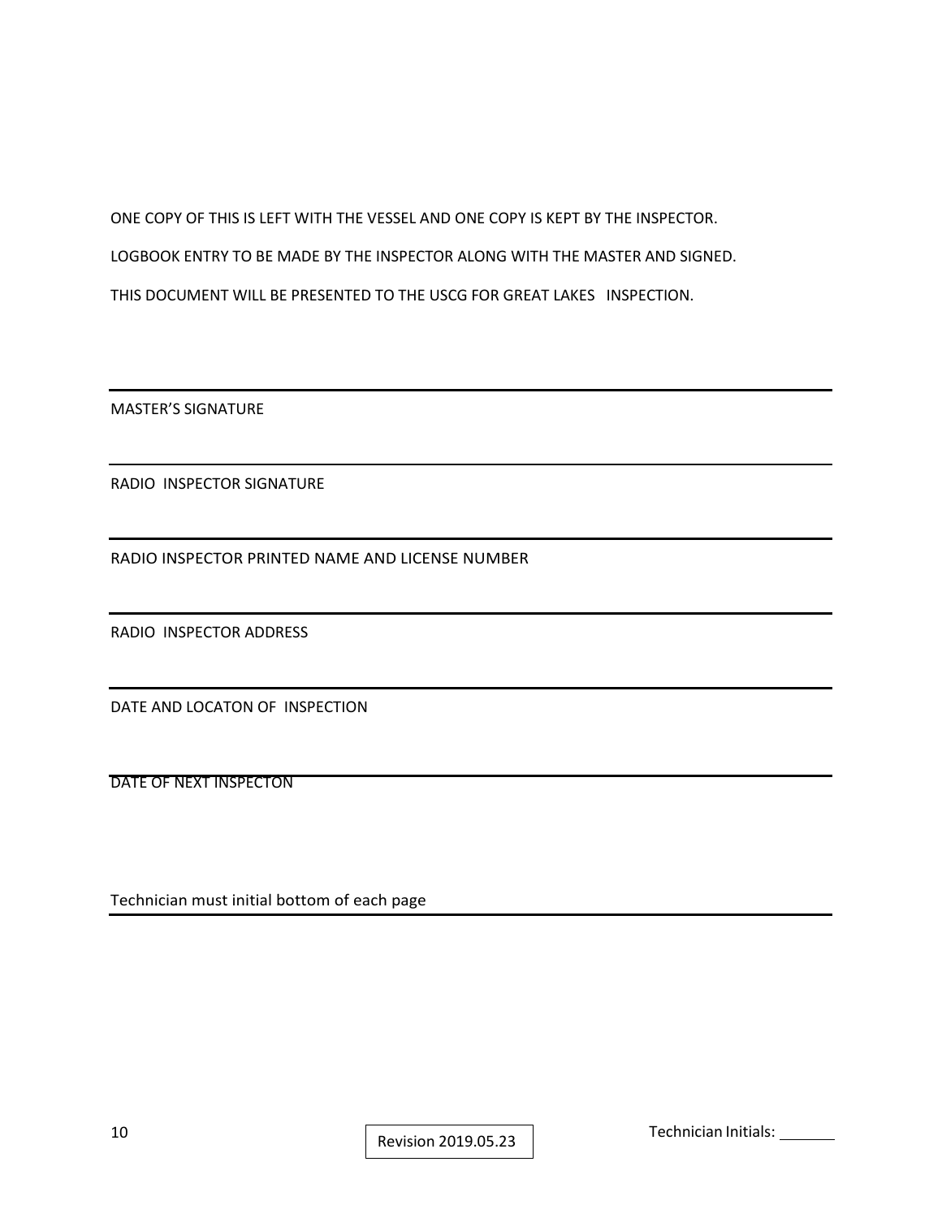ONE COPY OF THIS IS LEFT WITH THE VESSEL AND ONE COPY IS KEPT BY THE INSPECTOR.

LOGBOOK ENTRY TO BE MADE BY THE INSPECTOR ALONG WITH THE MASTER AND SIGNED.

THIS DOCUMENT WILL BE PRESENTED TO THE USCG FOR GREAT LAKES INSPECTION.

---

MASTER'S SIGNATURE

---

RADIO INSPECTOR SIGNATURE

---

RADIO INSPECTOR PRINTED NAME AND LICENSE NUMBER

---

RADIO INSPECTOR ADDRESS

---

DATE AND LOCATON OF INSPECTION

---

DATE OF NEXT INSPECTON

Technician must initial bottom of each page

---

Revision 2019.05.23

Technician Initials: _______